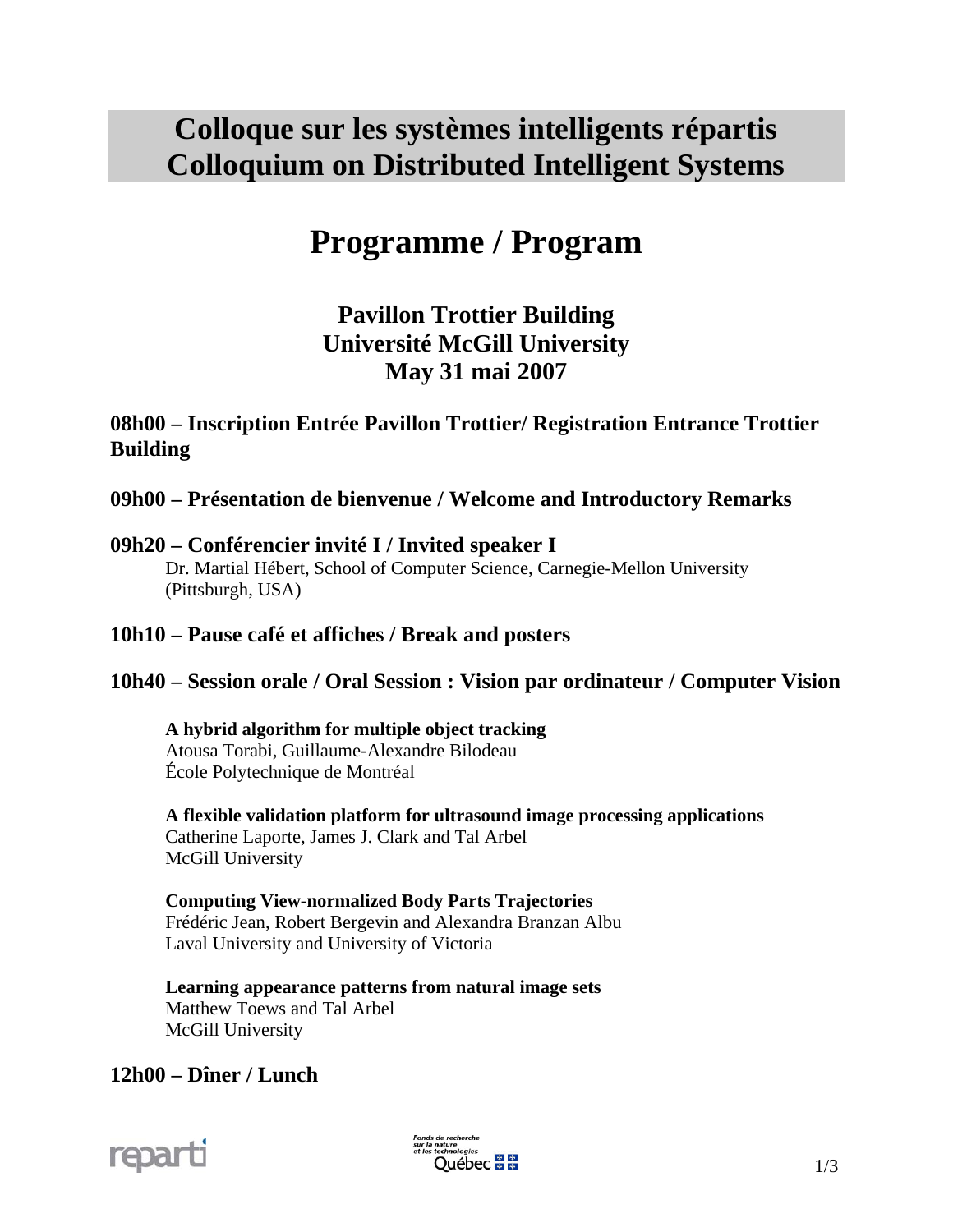# Colloque sur les systèmes intelligents répartis
# Colloquium on Distributed Intelligent Systems

# Programme / Program

### Pavillon Trottier Building
### Université McGill University
### May 31 mai 2007

**08h00 – Inscription Entrée Pavillon Trottier/ Registration Entrance Trottier Building**

**09h00 – Présentation de bienvenue / Welcome and Introductory Remarks**

**09h20 – Conférencier invité I / Invited speaker I**

Dr. Martial Hébert, School of Computer Science, Carnegie-Mellon University (Pittsburgh, USA)

**10h10 – Pause café et affiches / Break and posters**

**10h40 – Session orale / Oral Session : Vision par ordinateur / Computer Vision**

**A hybrid algorithm for multiple object tracking**
Atousa Torabi, Guillaume-Alexandre Bilodeau
École Polytechnique de Montréal

**A flexible validation platform for ultrasound image processing applications**
Catherine Laporte, James J. Clark and Tal Arbel
McGill University

**Computing View-normalized Body Parts Trajectories**
Frédéric Jean, Robert Bergevin and Alexandra Branzan Albu
Laval University and University of Victoria

**Learning appearance patterns from natural image sets**
Matthew Toews and Tal Arbel
McGill University

**12h00 – Dîner / Lunch**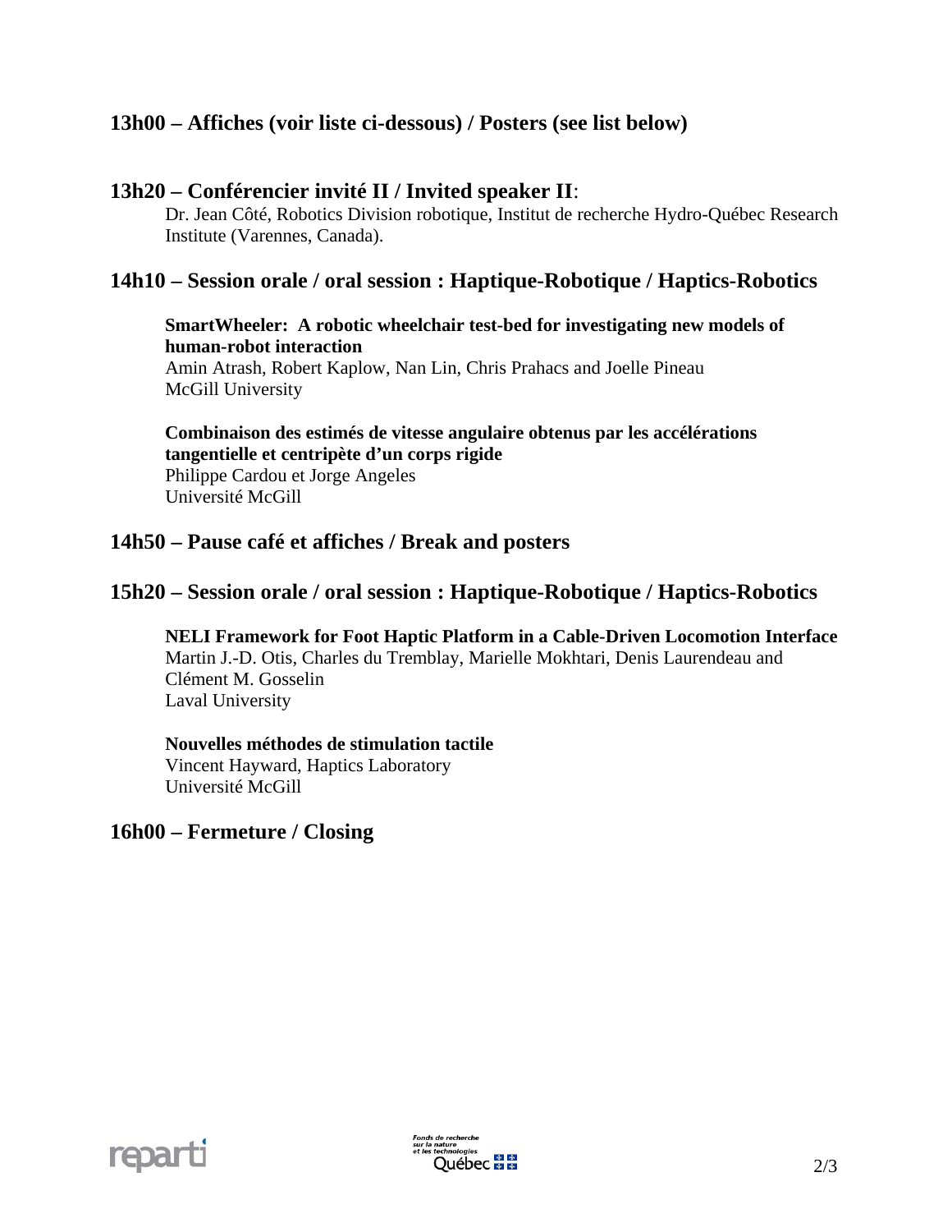## 13h00 – Affiches (voir liste ci-dessous) / Posters (see list below)

## 13h20 – Conférencier invité II / Invited speaker II:

Dr. Jean Côté, Robotics Division robotique, Institut de recherche Hydro-Québec Research Institute (Varennes, Canada).

## 14h10 – Session orale / oral session : Haptique-Robotique / Haptics-Robotics

**SmartWheeler: A robotic wheelchair test-bed for investigating new models of human-robot interaction**
Amin Atrash, Robert Kaplow, Nan Lin, Chris Prahacs and Joelle Pineau
McGill University

**Combinaison des estimés de vitesse angulaire obtenus par les accélérations tangentielle et centripète d'un corps rigide**
Philippe Cardou et Jorge Angeles
Université McGill

## 14h50 – Pause café et affiches / Break and posters

## 15h20 – Session orale / oral session : Haptique-Robotique / Haptics-Robotics

**NELI Framework for Foot Haptic Platform in a Cable-Driven Locomotion Interface**
Martin J.-D. Otis, Charles du Tremblay, Marielle Mokhtari, Denis Laurendeau and Clément M. Gosselin
Laval University

**Nouvelles méthodes de stimulation tactile**
Vincent Hayward, Haptics Laboratory
Université McGill

## 16h00 – Fermeture / Closing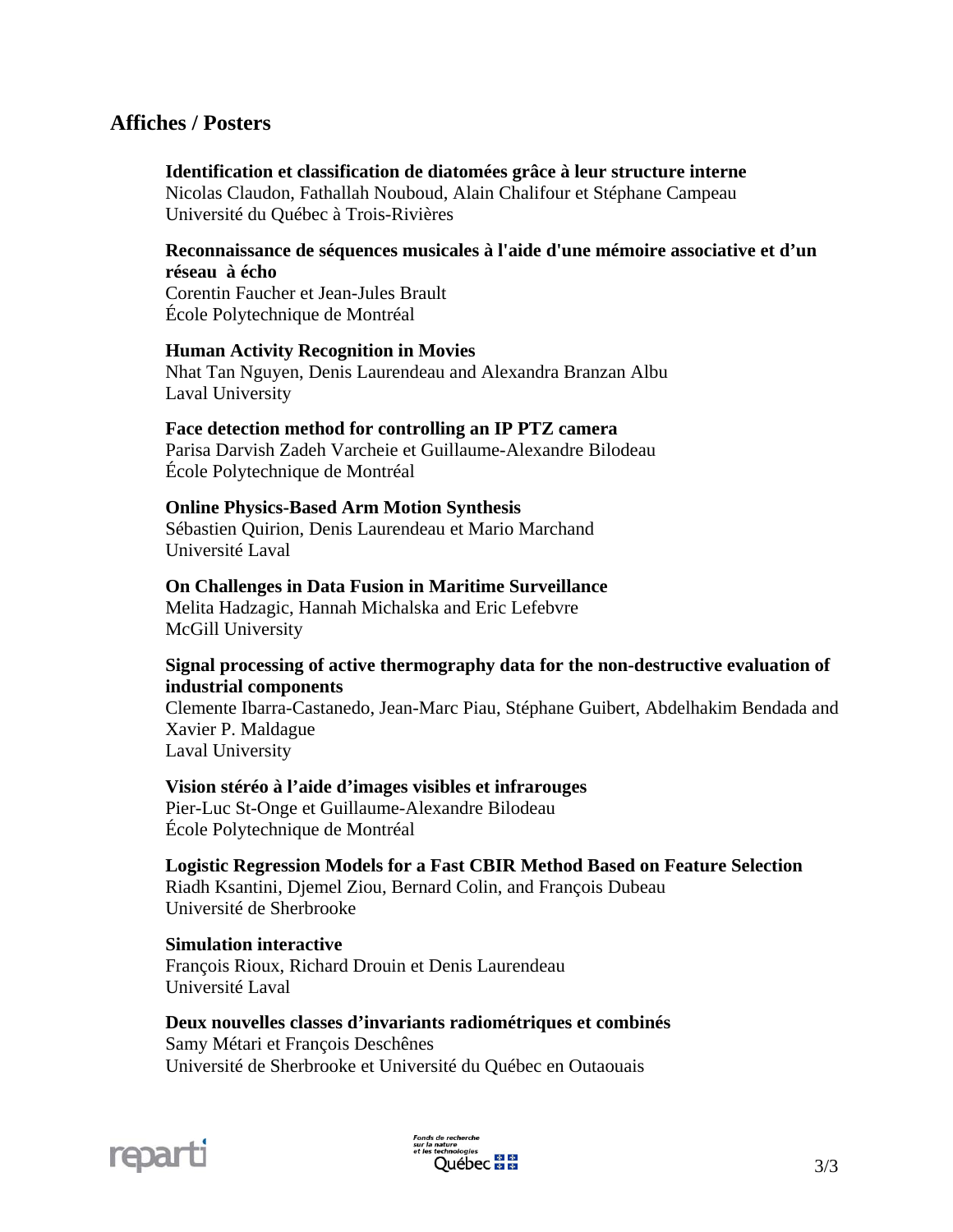## Affiches / Posters

**Identification et classification de diatomées grâce à leur structure interne**
Nicolas Claudon, Fathallah Nouboud, Alain Chalifour et Stéphane Campeau
Université du Québec à Trois-Rivières

**Reconnaissance de séquences musicales à l'aide d'une mémoire associative et d'un réseau à écho**
Corentin Faucher et Jean-Jules Brault
École Polytechnique de Montréal

**Human Activity Recognition in Movies**
Nhat Tan Nguyen, Denis Laurendeau and Alexandra Branzan Albu
Laval University

**Face detection method for controlling an IP PTZ camera**
Parisa Darvish Zadeh Varcheie et Guillaume-Alexandre Bilodeau
École Polytechnique de Montréal

**Online Physics-Based Arm Motion Synthesis**
Sébastien Quirion, Denis Laurendeau et Mario Marchand
Université Laval

**On Challenges in Data Fusion in Maritime Surveillance**
Melita Hadzagic, Hannah Michalska and Eric Lefebvre
McGill University

**Signal processing of active thermography data for the non-destructive evaluation of industrial components**
Clemente Ibarra-Castanedo, Jean-Marc Piau, Stéphane Guibert, Abdelhakim Bendada and Xavier P. Maldague
Laval University

**Vision stéréo à l'aide d'images visibles et infrarouges**
Pier-Luc St-Onge et Guillaume-Alexandre Bilodeau
École Polytechnique de Montréal

**Logistic Regression Models for a Fast CBIR Method Based on Feature Selection**
Riadh Ksantini, Djemel Ziou, Bernard Colin, and François Dubeau
Université de Sherbrooke

**Simulation interactive**
François Rioux, Richard Drouin et Denis Laurendeau
Université Laval

**Deux nouvelles classes d'invariants radiométriques et combinés**
Samy Métari et François Deschênes
Université de Sherbrooke et Université du Québec en Outaouais